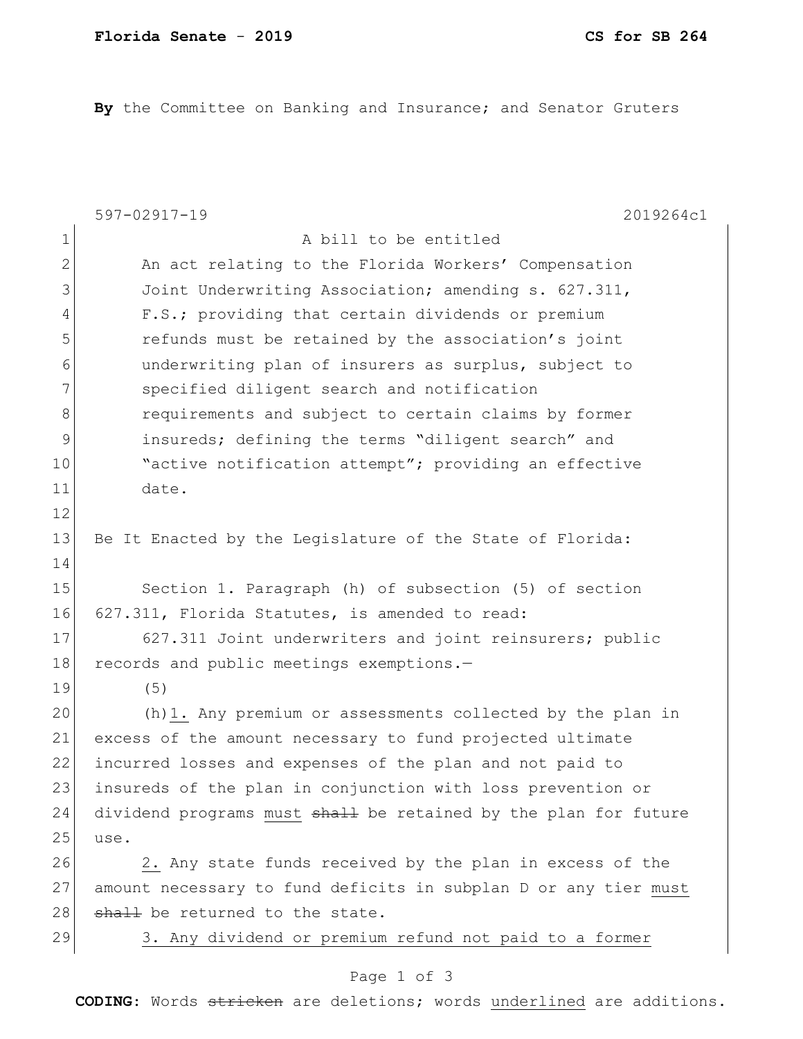**Florida Senate - 2019** **CS for SB 264**

**By** the Committee on Banking and Insurance; and Senator Gruters

597-02917-19 2019264c1

A bill to be entitled

An act relating to the Florida Workers' Compensation Joint Underwriting Association; amending s. 627.311, F.S.; providing that certain dividends or premium refunds must be retained by the association's joint underwriting plan of insurers as surplus, subject to specified diligent search and notification requirements and subject to certain claims by former insureds; defining the terms "diligent search" and "active notification attempt"; providing an effective date.

Be It Enacted by the Legislature of the State of Florida:

Section 1. Paragraph (h) of subsection (5) of section 627.311, Florida Statutes, is amended to read:

627.311 Joint underwriters and joint reinsurers; public records and public meetings exemptions.—

(5)

(h)1. Any premium or assessments collected by the plan in excess of the amount necessary to fund projected ultimate incurred losses and expenses of the plan and not paid to insureds of the plan in conjunction with loss prevention or dividend programs must ~~shall~~ be retained by the plan for future use.

2. Any state funds received by the plan in excess of the amount necessary to fund deficits in subplan D or any tier must ~~shall~~ be returned to the state.

3. Any dividend or premium refund not paid to a former

**CODING:** Words ~~stricken~~ are deletions; words underlined are additions.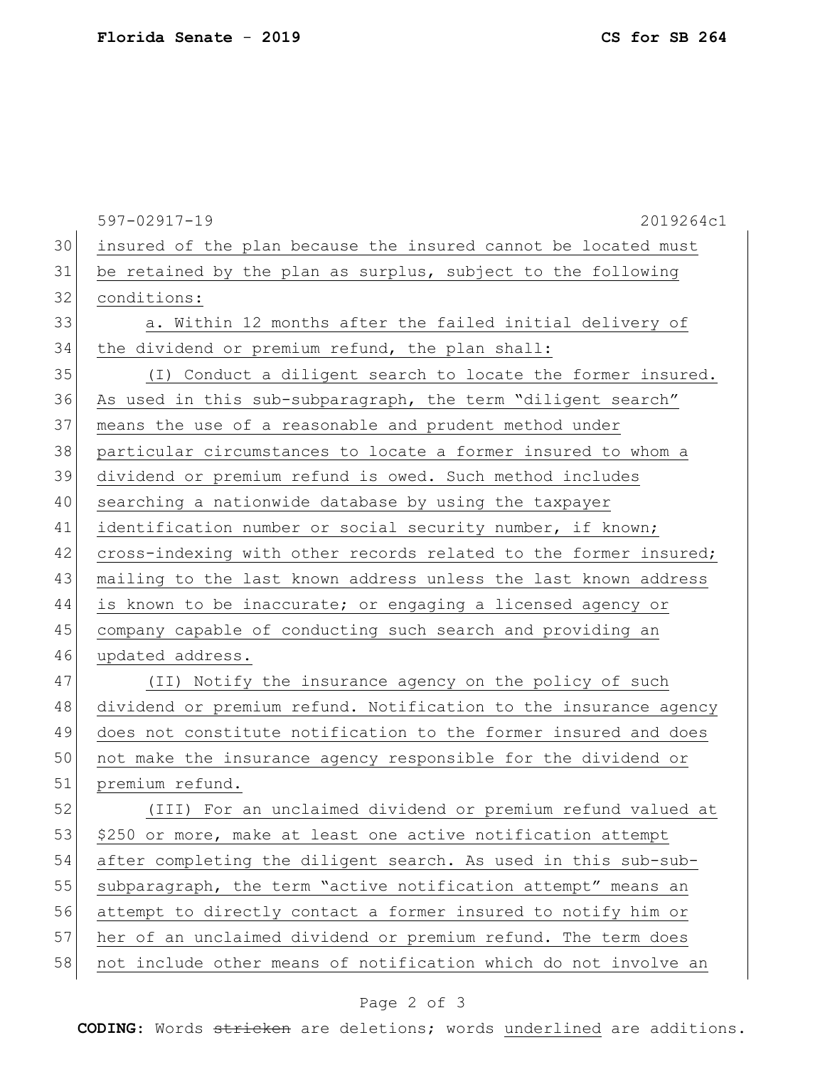insured of the plan because the insured cannot be located must be retained by the plan as surplus, subject to the following conditions:

a. Within 12 months after the failed initial delivery of the dividend or premium refund, the plan shall:

(I) Conduct a diligent search to locate the former insured. As used in this sub-subparagraph, the term "diligent search" means the use of a reasonable and prudent method under particular circumstances to locate a former insured to whom a dividend or premium refund is owed. Such method includes searching a nationwide database by using the taxpayer identification number or social security number, if known; cross-indexing with other records related to the former insured; mailing to the last known address unless the last known address is known to be inaccurate; or engaging a licensed agency or company capable of conducting such search and providing an updated address.

(II) Notify the insurance agency on the policy of such dividend or premium refund. Notification to the insurance agency does not constitute notification to the former insured and does not make the insurance agency responsible for the dividend or premium refund.

(III) For an unclaimed dividend or premium refund valued at $250 or more, make at least one active notification attempt after completing the diligent search. As used in this sub-sub-subparagraph, the term "active notification attempt" means an attempt to directly contact a former insured to notify him or her of an unclaimed dividend or premium refund. The term does not include other means of notification which do not involve an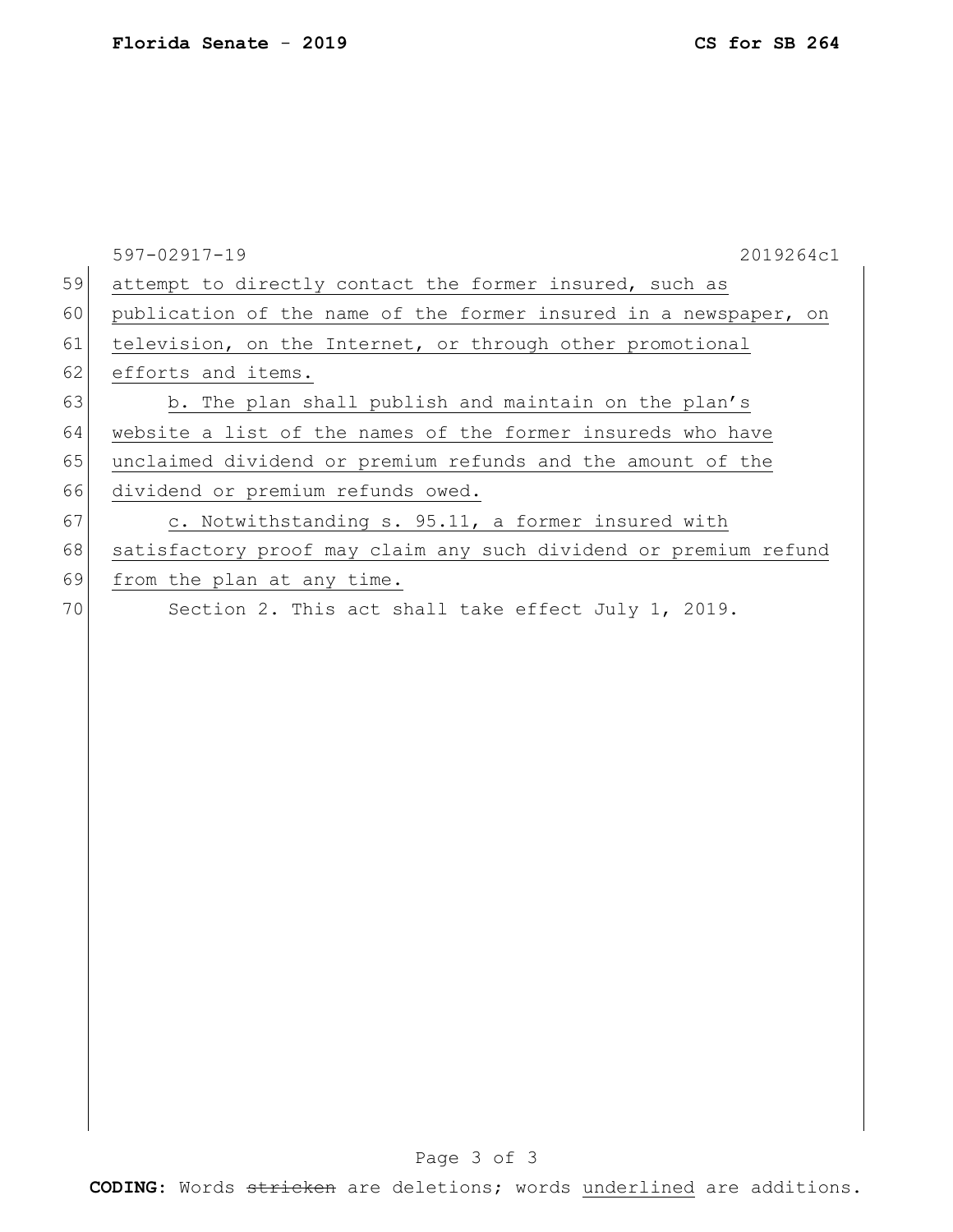597-02917-19 2019264c1

59 attempt to directly contact the former insured, such as
60 publication of the name of the former insured in a newspaper, on
61 television, on the Internet, or through other promotional
62 efforts and items.
63 b. The plan shall publish and maintain on the plan's
64 website a list of the names of the former insureds who have
65 unclaimed dividend or premium refunds and the amount of the
66 dividend or premium refunds owed.
67 c. Notwithstanding s. 95.11, a former insured with
68 satisfactory proof may claim any such dividend or premium refund
69 from the plan at any time.
70 Section 2. This act shall take effect July 1, 2019.

**CODING:** Words ~~stricken~~ are deletions; words underlined are additions.